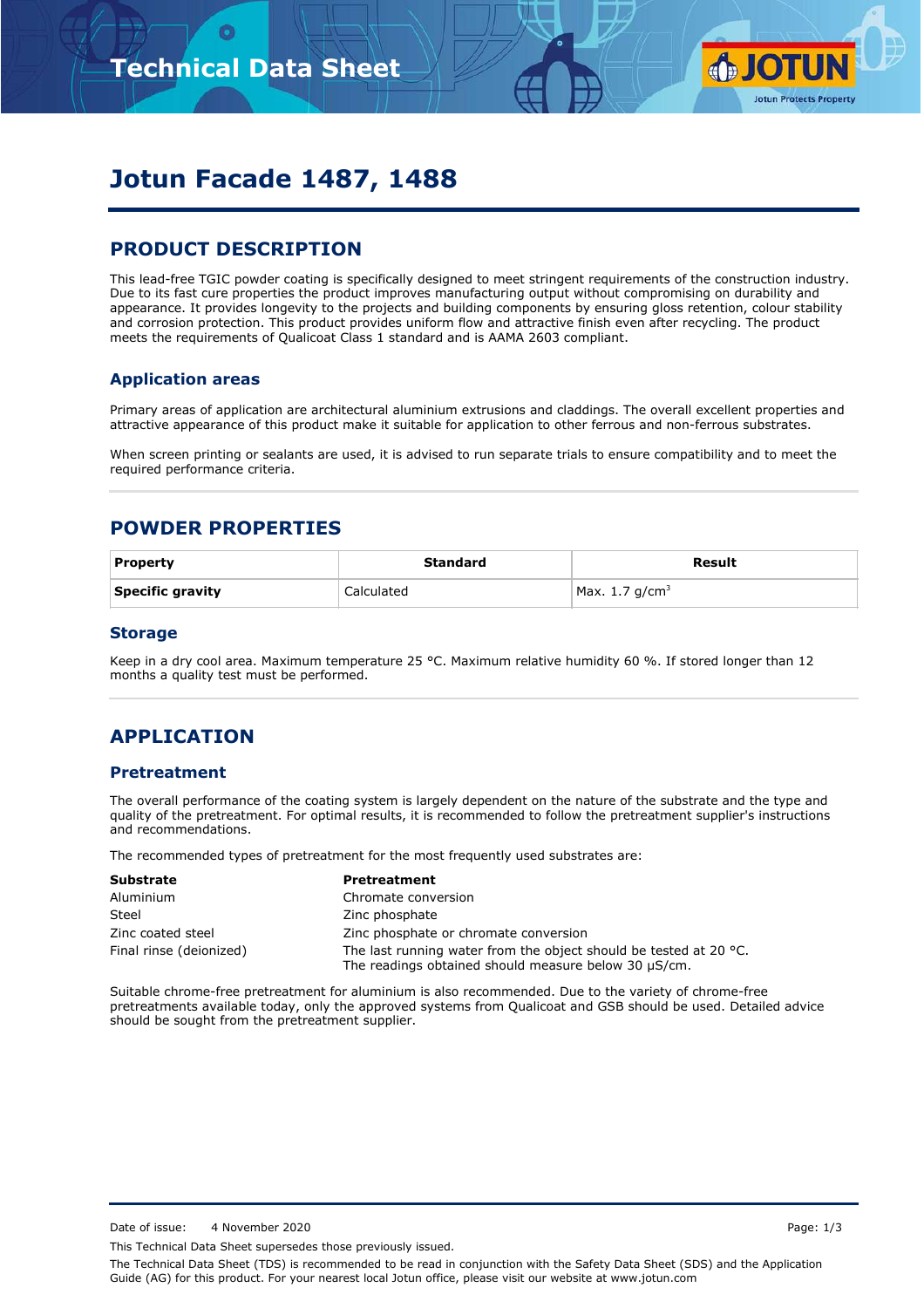# Jotun Facade 1487, 1488

## PRODUCT DESCRIPTION

This lead-free TGIC powder coating is specifically designed to meet stringent requirements of the construction industry. Due to its fast cure properties the product improves manufacturing output without compromising on durability and appearance. It provides longevity to the projects and building components by ensuring gloss retention, colour stability and corrosion protection. This product provides uniform flow and attractive finish even after recycling. The product meets the requirements of Qualicoat Class 1 standard and is AAMA 2603 compliant.

### Application areas

Primary areas of application are architectural aluminium extrusions and claddings. The overall excellent properties and attractive appearance of this product make it suitable for application to other ferrous and non-ferrous substrates.

When screen printing or sealants are used, it is advised to run separate trials to ensure compatibility and to meet the required performance criteria.

## POWDER PROPERTIES

| Property | Standard | Result |
|---|---|---|
| **Specific gravity** | Calculated | Max. 1.7 g/cm$^3$ |

### Storage

Keep in a dry cool area. Maximum temperature 25 °C. Maximum relative humidity 60 %. If stored longer than 12 months a quality test must be performed.

## APPLICATION

### Pretreatment

The overall performance of the coating system is largely dependent on the nature of the substrate and the type and quality of the pretreatment. For optimal results, it is recommended to follow the pretreatment supplier's instructions and recommendations.

The recommended types of pretreatment for the most frequently used substrates are:

| Substrate | Pretreatment |
|---|---|
| Aluminium | Chromate conversion |
| Steel | Zinc phosphate |
| Zinc coated steel | Zinc phosphate or chromate conversion |
| Final rinse (deionized) | The last running water from the object should be tested at 20 °C. The readings obtained should measure below 30 µS/cm. |

Suitable chrome-free pretreatment for aluminium is also recommended. Due to the variety of chrome-free pretreatments available today, only the approved systems from Qualicoat and GSB should be used. Detailed advice should be sought from the pretreatment supplier.

Date of issue: 4 November 2020

This Technical Data Sheet supersedes those previously issued.

The Technical Data Sheet (TDS) is recommended to be read in conjunction with the Safety Data Sheet (SDS) and the Application Guide (AG) for this product. For your nearest local Jotun office, please visit our website at www.jotun.com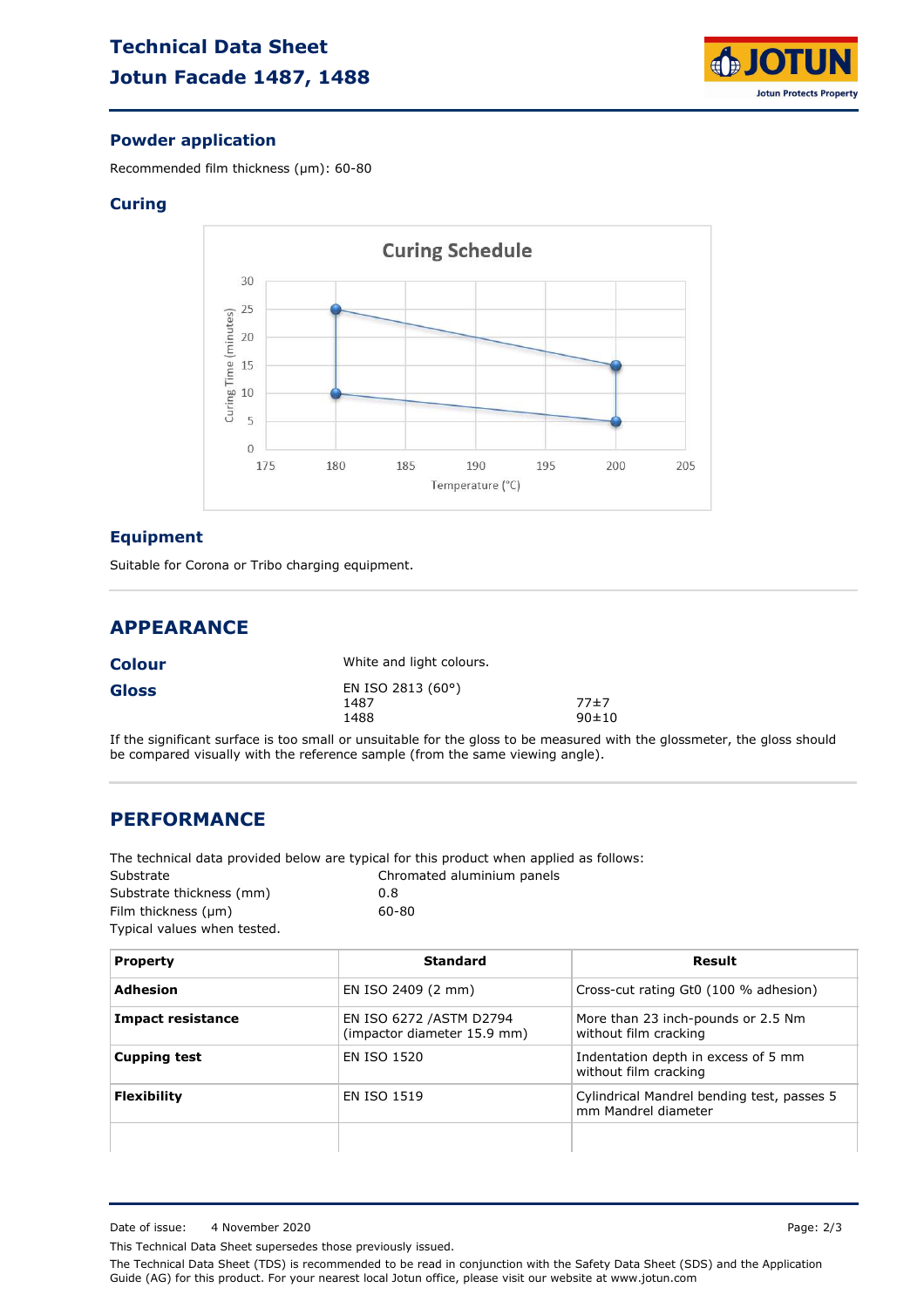## Powder application

Recommended film thickness (µm): 60-80

## Curing

## Equipment

Suitable for Corona or Tribo charging equipment.

## APPEARANCE

| | | |
|---|---|---|
| **Colour** | White and light colours. | |
| **Gloss** | EN ISO 2813 (60°) | |
| | 1487 | 77±7 |
| | 1488 | 90±10 |

If the significant surface is too small or unsuitable for the gloss to be measured with the glossmeter, the gloss should be compared visually with the reference sample (from the same viewing angle).

## PERFORMANCE

The technical data provided below are typical for this product when applied as follows:

| | |
|---|---|
| Substrate | Chromated aluminium panels |
| Substrate thickness (mm) | 0.8 |
| Film thickness (µm) | 60-80 |

Typical values when tested.

| Property | Standard | Result |
|---|---|---|
| **Adhesion** | EN ISO 2409 (2 mm) | Cross-cut rating Gt0 (100 % adhesion) |
| **Impact resistance** | EN ISO 6272 /ASTM D2794 (impactor diameter 15.9 mm) | More than 23 inch-pounds or 2.5 Nm without film cracking |
| **Cupping test** | EN ISO 1520 | Indentation depth in excess of 5 mm without film cracking |
| **Flexibility** | EN ISO 1519 | Cylindrical Mandrel bending test, passes 5 mm Mandrel diameter |
| | | |

Date of issue: 4 November 2020

This Technical Data Sheet supersedes those previously issued.

The Technical Data Sheet (TDS) is recommended to be read in conjunction with the Safety Data Sheet (SDS) and the Application Guide (AG) for this product. For your nearest local Jotun office, please visit our website at www.jotun.com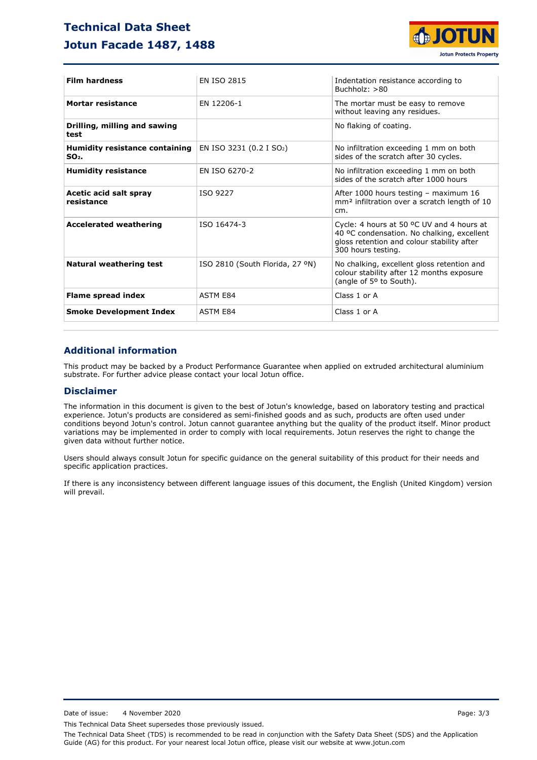| | | |
|---|---|---|
| **Film hardness** | EN ISO 2815 | Indentation resistance according to Buchholz: >80 |
| **Mortar resistance** | EN 12206-1 | The mortar must be easy to remove without leaving any residues. |
| **Drilling, milling and sawing test** | | No flaking of coating. |
| **Humidity resistance containing $SO_2$.** | EN ISO 3231 (0.2 I $SO_2$) | No infiltration exceeding 1 mm on both sides of the scratch after 30 cycles. |
| **Humidity resistance** | EN ISO 6270-2 | No infiltration exceeding 1 mm on both sides of the scratch after 1000 hours |
| **Acetic acid salt spray resistance** | ISO 9227 | After 1000 hours testing – maximum 16 $mm^2$ infiltration over a scratch length of 10 cm. |
| **Accelerated weathering** | ISO 16474-3 | Cycle: 4 hours at 50 ºC UV and 4 hours at 40 ºC condensation. No chalking, excellent gloss retention and colour stability after 300 hours testing. |
| **Natural weathering test** | ISO 2810 (South Florida, 27 ºN) | No chalking, excellent gloss retention and colour stability after 12 months exposure (angle of 5º to South). |
| **Flame spread index** | ASTM E84 | Class 1 or A |
| **Smoke Development Index** | ASTM E84 | Class 1 or A |

## Additional information

This product may be backed by a Product Performance Guarantee when applied on extruded architectural aluminium substrate. For further advice please contact your local Jotun office.

## Disclaimer

The information in this document is given to the best of Jotun's knowledge, based on laboratory testing and practical experience. Jotun's products are considered as semi-finished goods and as such, products are often used under conditions beyond Jotun's control. Jotun cannot guarantee anything but the quality of the product itself. Minor product variations may be implemented in order to comply with local requirements. Jotun reserves the right to change the given data without further notice.

Users should always consult Jotun for specific guidance on the general suitability of this product for their needs and specific application practices.

If there is any inconsistency between different language issues of this document, the English (United Kingdom) version will prevail.

Date of issue: 4 November 2020

This Technical Data Sheet supersedes those previously issued.

The Technical Data Sheet (TDS) is recommended to be read in conjunction with the Safety Data Sheet (SDS) and the Application Guide (AG) for this product. For your nearest local Jotun office, please visit our website at www.jotun.com